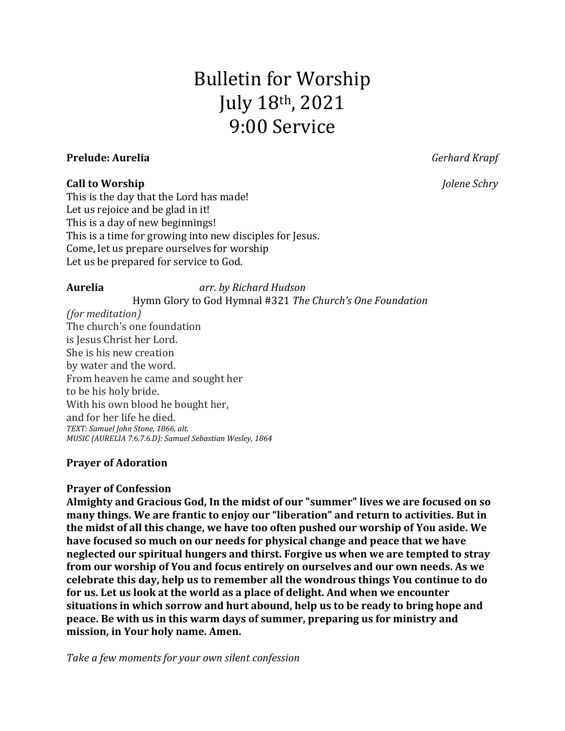# Bulletin for Worship
# July 18th, 2021
# 9:00 Service

**Prelude: Aurelia** *Gerhard Krapf*

**Call to Worship** *Jolene Schry*

This is the day that the Lord has made!
Let us rejoice and be glad in it!
This is a day of new beginnings!
This is a time for growing into new disciples for Jesus.
Come, let us prepare ourselves for worship
Let us be prepared for service to God.

**Aurelia** *arr. by Richard Hudson*

Hymn Glory to God Hymnal #321 *The Church's One Foundation*

*(for meditation)*

The church's one foundation
is Jesus Christ her Lord.
She is his new creation
by water and the word.
From heaven he came and sought her
to be his holy bride.
With his own blood he bought her,
and for her life he died.

*TEXT: Samuel John Stone, 1866, alt.*
*MUSIC (AURELIA 7.6.7.6.D): Samuel Sebastian Wesley, 1864*

**Prayer of Adoration**

**Prayer of Confession**

**Almighty and Gracious God, In the midst of our "summer" lives we are focused on so many things. We are frantic to enjoy our "liberation" and return to activities. But in the midst of all this change, we have too often pushed our worship of You aside. We have focused so much on our needs for physical change and peace that we have neglected our spiritual hungers and thirst. Forgive us when we are tempted to stray from our worship of You and focus entirely on ourselves and our own needs. As we celebrate this day, help us to remember all the wondrous things You continue to do for us. Let us look at the world as a place of delight. And when we encounter situations in which sorrow and hurt abound, help us to be ready to bring hope and peace. Be with us in this warm days of summer, preparing us for ministry and mission, in Your holy name. Amen.**

*Take a few moments for your own silent confession*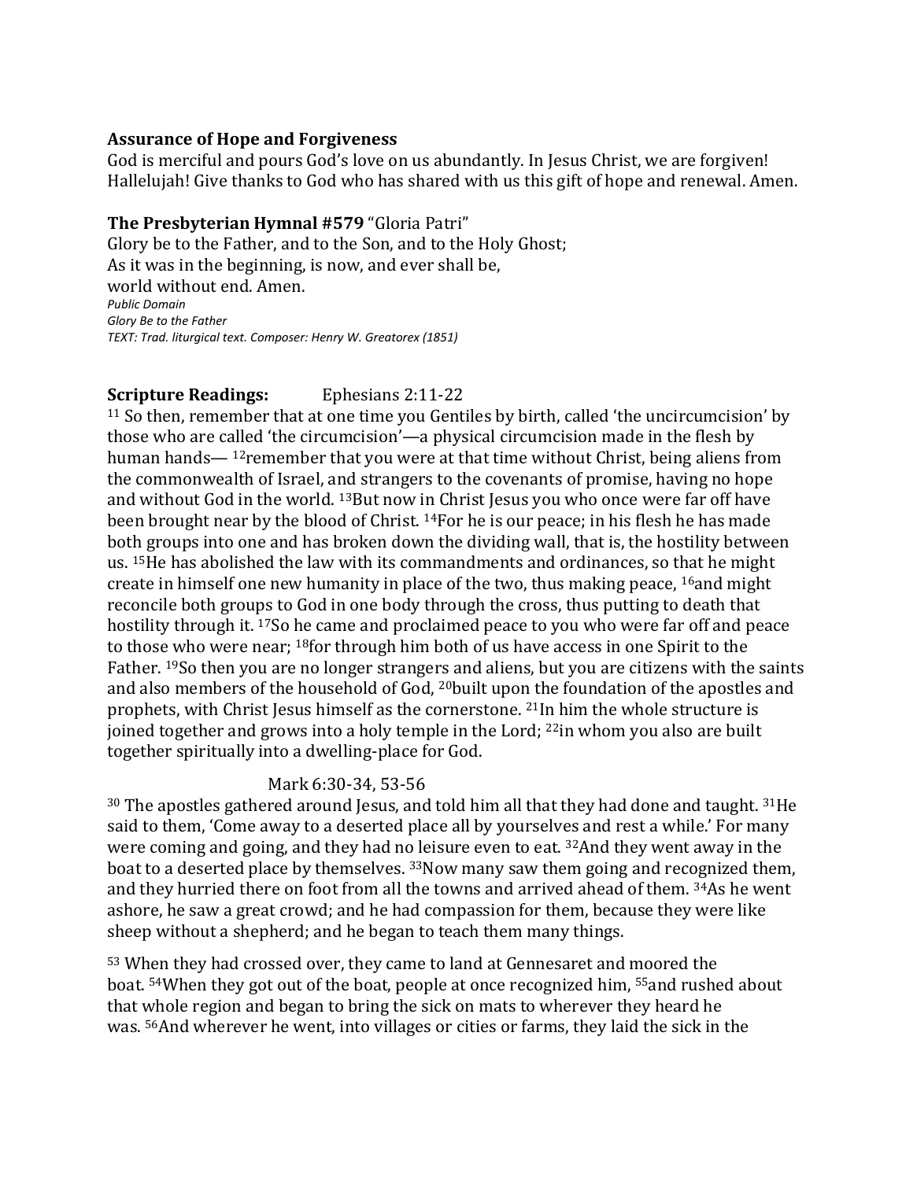**Assurance of Hope and Forgiveness**
God is merciful and pours God's love on us abundantly. In Jesus Christ, we are forgiven! Hallelujah! Give thanks to God who has shared with us this gift of hope and renewal. Amen.

**The Presbyterian Hymnal #579** "Gloria Patri"
Glory be to the Father, and to the Son, and to the Holy Ghost;
As it was in the beginning, is now, and ever shall be,
world without end. Amen.
*Public Domain*
*Glory Be to the Father*
*TEXT: Trad. liturgical text. Composer: Henry W. Greatorex (1851)*

**Scripture Readings:** Ephesians 2:11-22
[11] So then, remember that at one time you Gentiles by birth, called 'the uncircumcision' by those who are called 'the circumcision'—a physical circumcision made in the flesh by human hands— [12]remember that you were at that time without Christ, being aliens from the commonwealth of Israel, and strangers to the covenants of promise, having no hope and without God in the world. [13]But now in Christ Jesus you who once were far off have been brought near by the blood of Christ. [14]For he is our peace; in his flesh he has made both groups into one and has broken down the dividing wall, that is, the hostility between us. [15]He has abolished the law with its commandments and ordinances, so that he might create in himself one new humanity in place of the two, thus making peace, [16]and might reconcile both groups to God in one body through the cross, thus putting to death that hostility through it. [17]So he came and proclaimed peace to you who were far off and peace to those who were near; [18]for through him both of us have access in one Spirit to the Father. [19]So then you are no longer strangers and aliens, but you are citizens with the saints and also members of the household of God, [20]built upon the foundation of the apostles and prophets, with Christ Jesus himself as the cornerstone. [21]In him the whole structure is joined together and grows into a holy temple in the Lord; [22]in whom you also are built together spiritually into a dwelling-place for God.

Mark 6:30-34, 53-56
[30] The apostles gathered around Jesus, and told him all that they had done and taught. [31]He said to them, 'Come away to a deserted place all by yourselves and rest a while.' For many were coming and going, and they had no leisure even to eat. [32]And they went away in the boat to a deserted place by themselves. [33]Now many saw them going and recognized them, and they hurried there on foot from all the towns and arrived ahead of them. [34]As he went ashore, he saw a great crowd; and he had compassion for them, because they were like sheep without a shepherd; and he began to teach them many things.

[53] When they had crossed over, they came to land at Gennesaret and moored the boat. [54]When they got out of the boat, people at once recognized him, [55]and rushed about that whole region and began to bring the sick on mats to wherever they heard he was. [56]And wherever he went, into villages or cities or farms, they laid the sick in the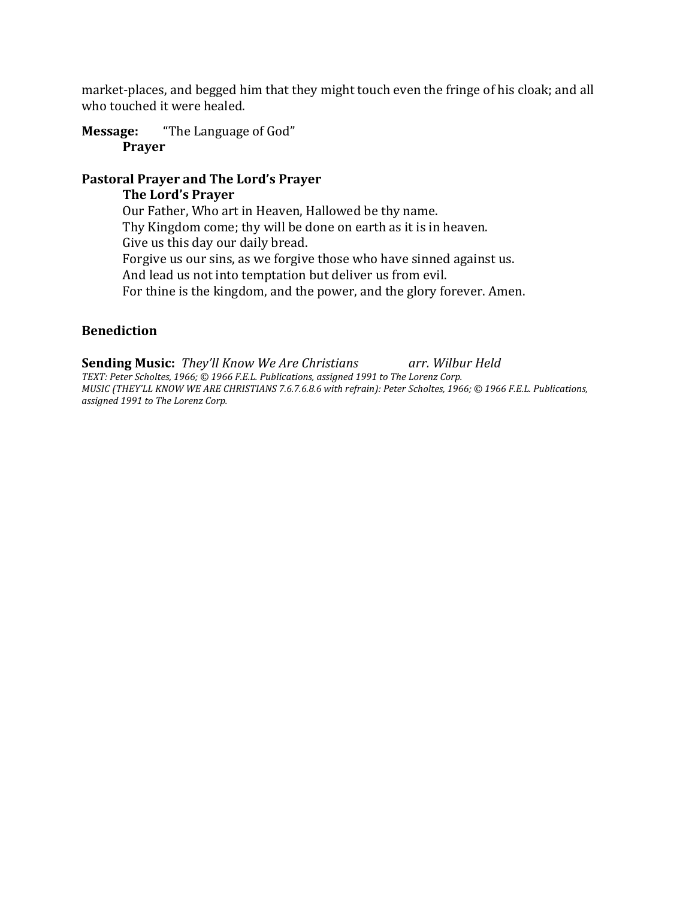market-places, and begged him that they might touch even the fringe of his cloak; and all who touched it were healed.

**Message:** "The Language of God"
**Prayer**

**Pastoral Prayer and The Lord's Prayer**
**The Lord's Prayer**
Our Father, Who art in Heaven, Hallowed be thy name.
Thy Kingdom come; thy will be done on earth as it is in heaven.
Give us this day our daily bread.
Forgive us our sins, as we forgive those who have sinned against us.
And lead us not into temptation but deliver us from evil.
For thine is the kingdom, and the power, and the glory forever. Amen.

**Benediction**

**Sending Music:** *They'll Know We Are Christians* *arr. Wilbur Held*
*TEXT: Peter Scholtes, 1966; © 1966 F.E.L. Publications, assigned 1991 to The Lorenz Corp.*
*MUSIC (THEY'LL KNOW WE ARE CHRISTIANS 7.6.7.6.8.6 with refrain): Peter Scholtes, 1966; © 1966 F.E.L. Publications, assigned 1991 to The Lorenz Corp.*